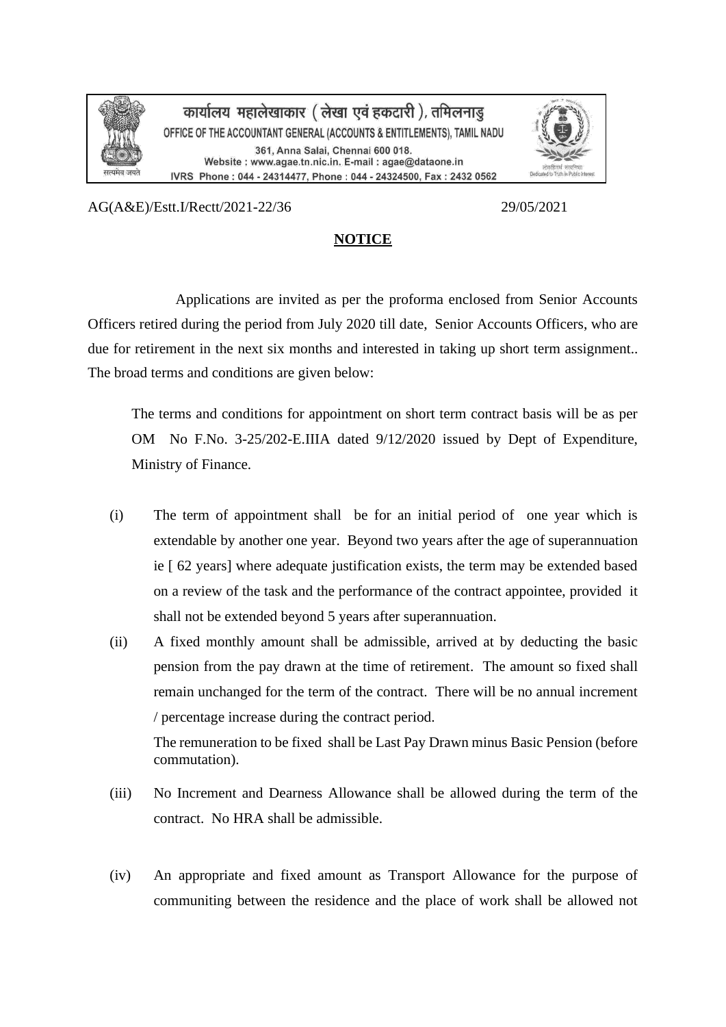कार्यालय महालेखाकार ( लेखा एवं हकदारी ), तमिलनाडु

OFFICE OF THE ACCOUNTANT GENERAL (ACCOUNTS & ENTITLEMENTS), TAMIL NADU

361, Anna Salai, Chennai 600 018.
Website : www.agae.tn.nic.in. E-mail : agae@dataone.in
IVRS Phone : 044 - 24314477, Phone : 044 - 24324500, Fax : 2432 0562

AG(A&E)/Estt.I/Rectt/2021-22/36 29/05/2021

## NOTICE

Applications are invited as per the proforma enclosed from Senior Accounts Officers retired during the period from July 2020 till date, Senior Accounts Officers, who are due for retirement in the next six months and interested in taking up short term assignment.. The broad terms and conditions are given below:

The terms and conditions for appointment on short term contract basis will be as per OM No F.No. 3-25/202-E.IIIA dated 9/12/2020 issued by Dept of Expenditure, Ministry of Finance.

(i) The term of appointment shall be for an initial period of one year which is extendable by another one year. Beyond two years after the age of superannuation ie [ 62 years] where adequate justification exists, the term may be extended based on a review of the task and the performance of the contract appointee, provided it shall not be extended beyond 5 years after superannuation.

(ii) A fixed monthly amount shall be admissible, arrived at by deducting the basic pension from the pay drawn at the time of retirement. The amount so fixed shall remain unchanged for the term of the contract. There will be no annual increment / percentage increase during the contract period.

The remuneration to be fixed shall be Last Pay Drawn minus Basic Pension (before commutation).

(iii) No Increment and Dearness Allowance shall be allowed during the term of the contract. No HRA shall be admissible.

(iv) An appropriate and fixed amount as Transport Allowance for the purpose of communiting between the residence and the place of work shall be allowed not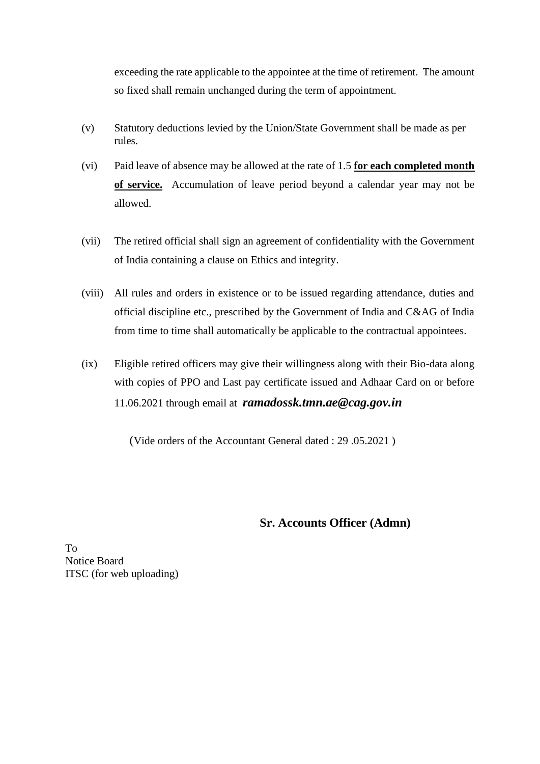exceeding the rate applicable to the appointee at the time of retirement. The amount so fixed shall remain unchanged during the term of appointment.

(v) Statutory deductions levied by the Union/State Government shall be made as per rules.

(vi) Paid leave of absence may be allowed at the rate of 1.5 **for each completed month of service.** Accumulation of leave period beyond a calendar year may not be allowed.

(vii) The retired official shall sign an agreement of confidentiality with the Government of India containing a clause on Ethics and integrity.

(viii) All rules and orders in existence or to be issued regarding attendance, duties and official discipline etc., prescribed by the Government of India and C&AG of India from time to time shall automatically be applicable to the contractual appointees.

(ix) Eligible retired officers may give their willingness along with their Bio-data along with copies of PPO and Last pay certificate issued and Adhaar Card on or before 11.06.2021 through email at ***ramadossk.tmn.ae@cag.gov.in***

(Vide orders of the Accountant General dated : 29 .05.2021 )

**Sr. Accounts Officer (Admn)**

To
Notice Board
ITSC (for web uploading)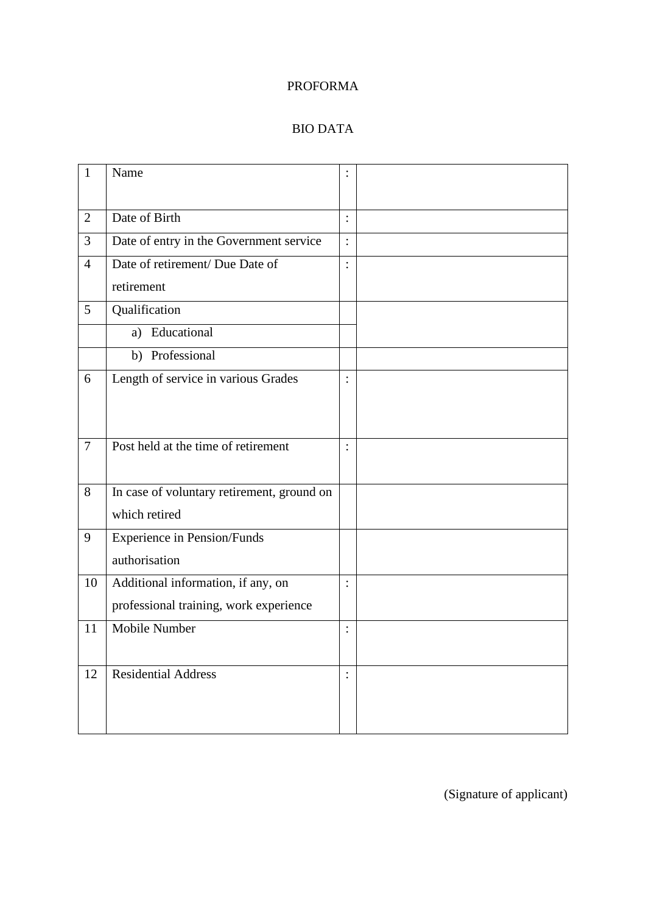PROFORMA

BIO DATA

| | | | |
|---|---|---|---|
| 1 | Name | : | |
| 2 | Date of Birth | : | |
| 3 | Date of entry in the Government service | : | |
| 4 | Date of retirement/ Due Date of retirement | : | |
| 5 | Qualification | | |
| | a) Educational | | |
| | b) Professional | | |
| 6 | Length of service in various Grades | : | |
| 7 | Post held at the time of retirement | : | |
| 8 | In case of voluntary retirement, ground on which retired | | |
| 9 | Experience in Pension/Funds authorisation | | |
| 10 | Additional information, if any, on professional training, work experience | : | |
| 11 | Mobile Number | : | |
| 12 | Residential Address | : | |

(Signature of applicant)